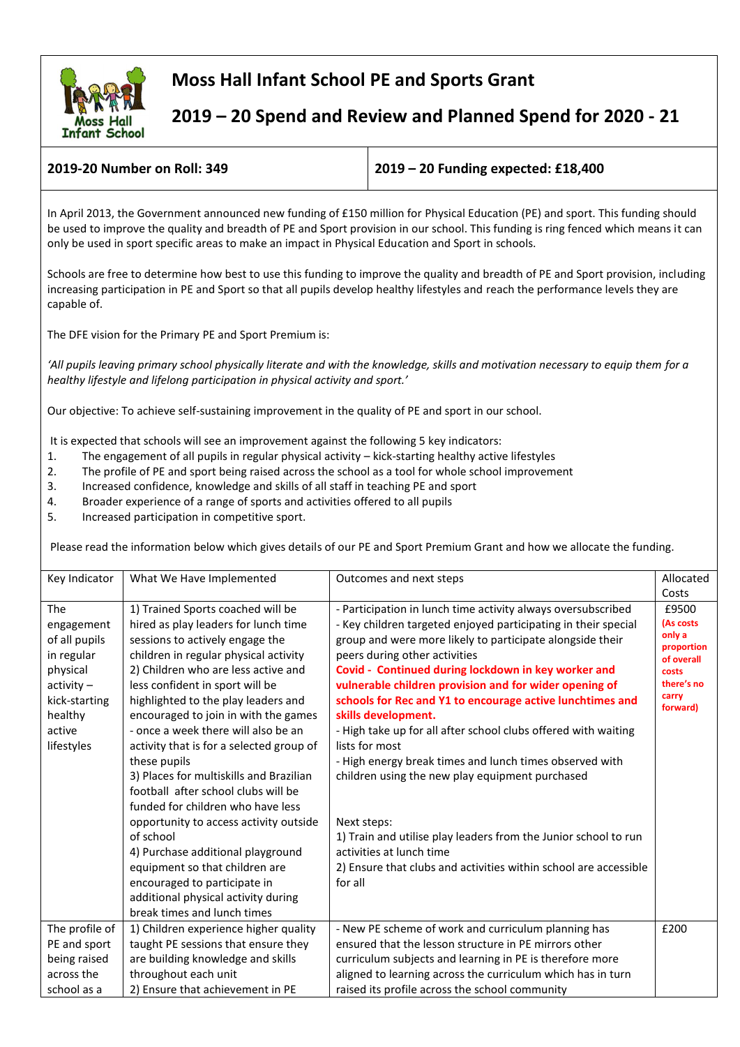# Moss Hall Infant School PE and Sports Grant

## 2019 – 20 Spend and Review and Planned Spend for 2020 - 21

| **2019-20 Number on Roll: 349** | **2019 – 20 Funding expected: £18,400** |
|---|---|

In April 2013, the Government announced new funding of £150 million for Physical Education (PE) and sport. This funding should be used to improve the quality and breadth of PE and Sport provision in our school. This funding is ring fenced which means it can only be used in sport specific areas to make an impact in Physical Education and Sport in schools.

Schools are free to determine how best to use this funding to improve the quality and breadth of PE and Sport provision, including increasing participation in PE and Sport so that all pupils develop healthy lifestyles and reach the performance levels they are capable of.

The DFE vision for the Primary PE and Sport Premium is:

*'All pupils leaving primary school physically literate and with the knowledge, skills and motivation necessary to equip them for a healthy lifestyle and lifelong participation in physical activity and sport.'*

Our objective: To achieve self-sustaining improvement in the quality of PE and sport in our school.

It is expected that schools will see an improvement against the following 5 key indicators:

1. The engagement of all pupils in regular physical activity – kick-starting healthy active lifestyles
2. The profile of PE and sport being raised across the school as a tool for whole school improvement
3. Increased confidence, knowledge and skills of all staff in teaching PE and sport
4. Broader experience of a range of sports and activities offered to all pupils
5. Increased participation in competitive sport.

Please read the information below which gives details of our PE and Sport Premium Grant and how we allocate the funding.

| Key Indicator | What We Have Implemented | Outcomes and next steps | Allocated Costs |
|---|---|---|---|
| The engagement of all pupils in regular physical activity – kick-starting healthy active lifestyles | 1) Trained Sports coached will be hired as play leaders for lunch time sessions to actively engage the children in regular physical activity<br>2) Children who are less active and less confident in sport will be highlighted to the play leaders and encouraged to join in with the games - once a week there will also be an activity that is for a selected group of these pupils<br>3) Places for multiskills and Brazilian football after school clubs will be funded for children who have less opportunity to access activity outside of school<br>4) Purchase additional playground equipment so that children are encouraged to participate in additional physical activity during break times and lunch times | - Participation in lunch time activity always oversubscribed<br>- Key children targeted enjoyed participating in their special group and were more likely to participate alongside their peers during other activities<br>**Covid - Continued during lockdown in key worker and vulnerable children provision and for wider opening of schools for Rec and Y1 to encourage active lunchtimes and skills development.**<br>- High take up for all after school clubs offered with waiting lists for most<br>- High energy break times and lunch times observed with children using the new play equipment purchased<br><br>Next steps:<br>1) Train and utilise play leaders from the Junior school to run activities at lunch time<br>2) Ensure that clubs and activities within school are accessible for all | £9500<br>**(As costs only a proportion of overall costs there's no carry forward)** |
| The profile of PE and sport being raised across the school as a | 1) Children experience higher quality taught PE sessions that ensure they are building knowledge and skills throughout each unit<br>2) Ensure that achievement in PE | - New PE scheme of work and curriculum planning has ensured that the lesson structure in PE mirrors other curriculum subjects and learning in PE is therefore more aligned to learning across the curriculum which has in turn raised its profile across the school community | £200 |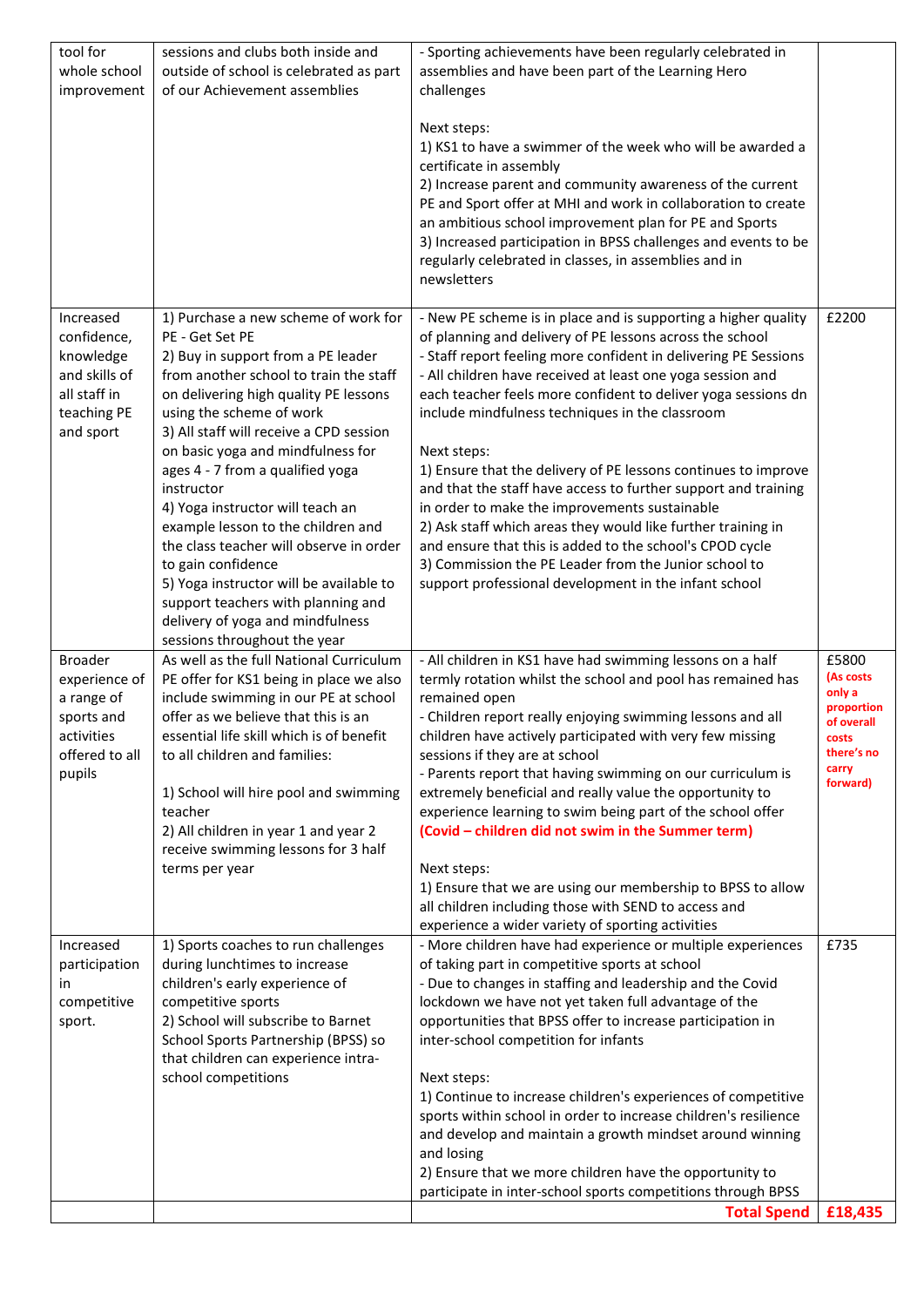| | | | |
|---|---|---|---|
| tool for whole school improvement | sessions and clubs both inside and outside of school is celebrated as part of our Achievement assemblies | - Sporting achievements have been regularly celebrated in assemblies and have been part of the Learning Hero challenges<br><br>Next steps:<br>1) KS1 to have a swimmer of the week who will be awarded a certificate in assembly<br>2) Increase parent and community awareness of the current PE and Sport offer at MHI and work in collaboration to create an ambitious school improvement plan for PE and Sports<br>3) Increased participation in BPSS challenges and events to be regularly celebrated in classes, in assemblies and in newsletters | |
| Increased confidence, knowledge and skills of all staff in teaching PE and sport | 1) Purchase a new scheme of work for PE - Get Set PE<br>2) Buy in support from a PE leader from another school to train the staff on delivering high quality PE lessons using the scheme of work<br>3) All staff will receive a CPD session on basic yoga and mindfulness for ages 4 - 7 from a qualified yoga instructor<br>4) Yoga instructor will teach an example lesson to the children and the class teacher will observe in order to gain confidence<br>5) Yoga instructor will be available to support teachers with planning and delivery of yoga and mindfulness sessions throughout the year | - New PE scheme is in place and is supporting a higher quality of planning and delivery of PE lessons across the school<br>- Staff report feeling more confident in delivering PE Sessions<br>- All children have received at least one yoga session and each teacher feels more confident to deliver yoga sessions dn include mindfulness techniques in the classroom<br><br>Next steps:<br>1) Ensure that the delivery of PE lessons continues to improve and that the staff have access to further support and training in order to make the improvements sustainable<br>2) Ask staff which areas they would like further training in and ensure that this is added to the school's CPOD cycle<br>3) Commission the PE Leader from the Junior school to support professional development in the infant school | £2200 |
| Broader experience of a range of sports and activities offered to all pupils | As well as the full National Curriculum PE offer for KS1 being in place we also include swimming in our PE at school offer as we believe that this is an essential life skill which is of benefit to all children and families:<br><br>1) School will hire pool and swimming teacher<br>2) All children in year 1 and year 2 receive swimming lessons for 3 half terms per year | - All children in KS1 have had swimming lessons on a half termly rotation whilst the school and pool has remained has remained open<br>- Children report really enjoying swimming lessons and all children have actively participated with very few missing sessions if they are at school<br>- Parents report that having swimming on our curriculum is extremely beneficial and really value the opportunity to experience learning to swim being part of the school offer<br>**(Covid – children did not swim in the Summer term)**<br><br>Next steps:<br>1) Ensure that we are using our membership to BPSS to allow all children including those with SEND to access and experience a wider variety of sporting activities | £5800<br>**(As costs only a proportion of overall costs there's no carry forward)** |
| Increased participation in competitive sport. | 1) Sports coaches to run challenges during lunchtimes to increase children's early experience of competitive sports<br>2) School will subscribe to Barnet School Sports Partnership (BPSS) so that children can experience intra-school competitions | - More children have had experience or multiple experiences of taking part in competitive sports at school<br>- Due to changes in staffing and leadership and the Covid lockdown we have not yet taken full advantage of the opportunities that BPSS offer to increase participation in inter-school competition for infants<br><br>Next steps:<br>1) Continue to increase children's experiences of competitive sports within school in order to increase children's resilience and develop and maintain a growth mindset around winning and losing<br>2) Ensure that we more children have the opportunity to participate in inter-school sports competitions through BPSS | £735 |
| | | **Total Spend** | **£18,435** |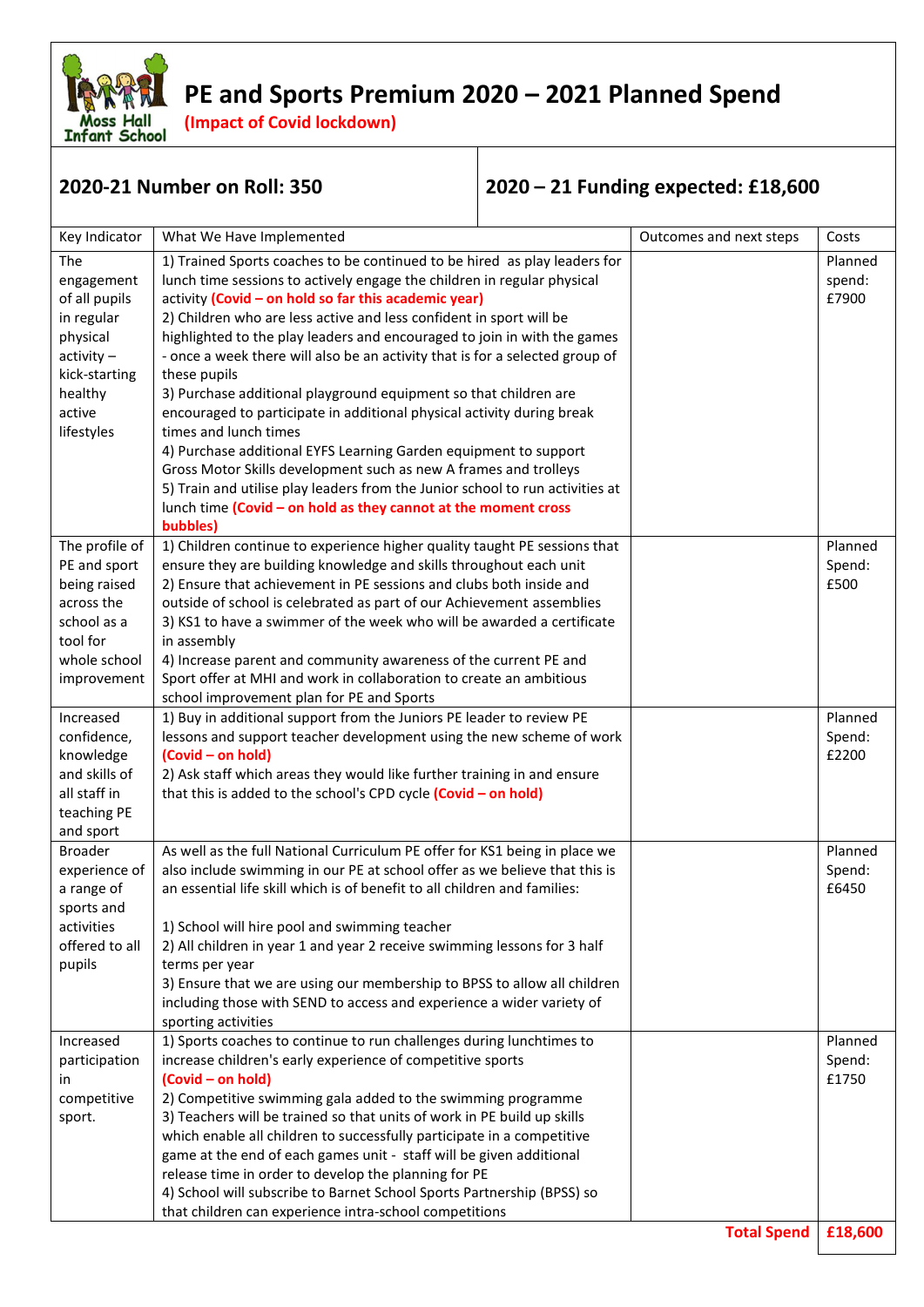Moss Hall Infant School

# PE and Sports Premium 2020 – 2021 Planned Spend

**(Impact of Covid lockdown)**

| **2020-21 Number on Roll: 350** | **2020 – 21 Funding expected: £18,600** |
|---|---|

| Key Indicator | What We Have Implemented | Outcomes and next steps | Costs |
|---|---|---|---|
| The engagement of all pupils in regular physical activity – kick-starting healthy active lifestyles | 1) Trained Sports coaches to be continued to be hired as play leaders for lunch time sessions to actively engage the children in regular physical activity **(Covid – on hold so far this academic year)**<br>2) Children who are less active and less confident in sport will be highlighted to the play leaders and encouraged to join in with the games - once a week there will also be an activity that is for a selected group of these pupils<br>3) Purchase additional playground equipment so that children are encouraged to participate in additional physical activity during break times and lunch times<br>4) Purchase additional EYFS Learning Garden equipment to support Gross Motor Skills development such as new A frames and trolleys<br>5) Train and utilise play leaders from the Junior school to run activities at lunch time **(Covid – on hold as they cannot at the moment cross bubbles)** | | Planned spend: £7900 |
| The profile of PE and sport being raised across the school as a tool for whole school improvement | 1) Children continue to experience higher quality taught PE sessions that ensure they are building knowledge and skills throughout each unit<br>2) Ensure that achievement in PE sessions and clubs both inside and outside of school is celebrated as part of our Achievement assemblies<br>3) KS1 to have a swimmer of the week who will be awarded a certificate in assembly<br>4) Increase parent and community awareness of the current PE and Sport offer at MHI and work in collaboration to create an ambitious school improvement plan for PE and Sports | | Planned Spend: £500 |
| Increased confidence, knowledge and skills of all staff in teaching PE and sport | 1) Buy in additional support from the Juniors PE leader to review PE lessons and support teacher development using the new scheme of work **(Covid – on hold)**<br>2) Ask staff which areas they would like further training in and ensure that this is added to the school's CPD cycle **(Covid – on hold)** | | Planned Spend: £2200 |
| Broader experience of a range of sports and activities offered to all pupils | As well as the full National Curriculum PE offer for KS1 being in place we also include swimming in our PE at school offer as we believe that this is an essential life skill which is of benefit to all children and families:<br><br>1) School will hire pool and swimming teacher<br>2) All children in year 1 and year 2 receive swimming lessons for 3 half terms per year<br>3) Ensure that we are using our membership to BPSS to allow all children including those with SEND to access and experience a wider variety of sporting activities | | Planned Spend: £6450 |
| Increased participation in competitive sport. | 1) Sports coaches to continue to run challenges during lunchtimes to increase children's early experience of competitive sports **(Covid – on hold)**<br>2) Competitive swimming gala added to the swimming programme<br>3) Teachers will be trained so that units of work in PE build up skills which enable all children to successfully participate in a competitive game at the end of each games unit - staff will be given additional release time in order to develop the planning for PE<br>4) School will subscribe to Barnet School Sports Partnership (BPSS) so that children can experience intra-school competitions | | Planned Spend: £1750 |
| | | **Total Spend** | **£18,600** |